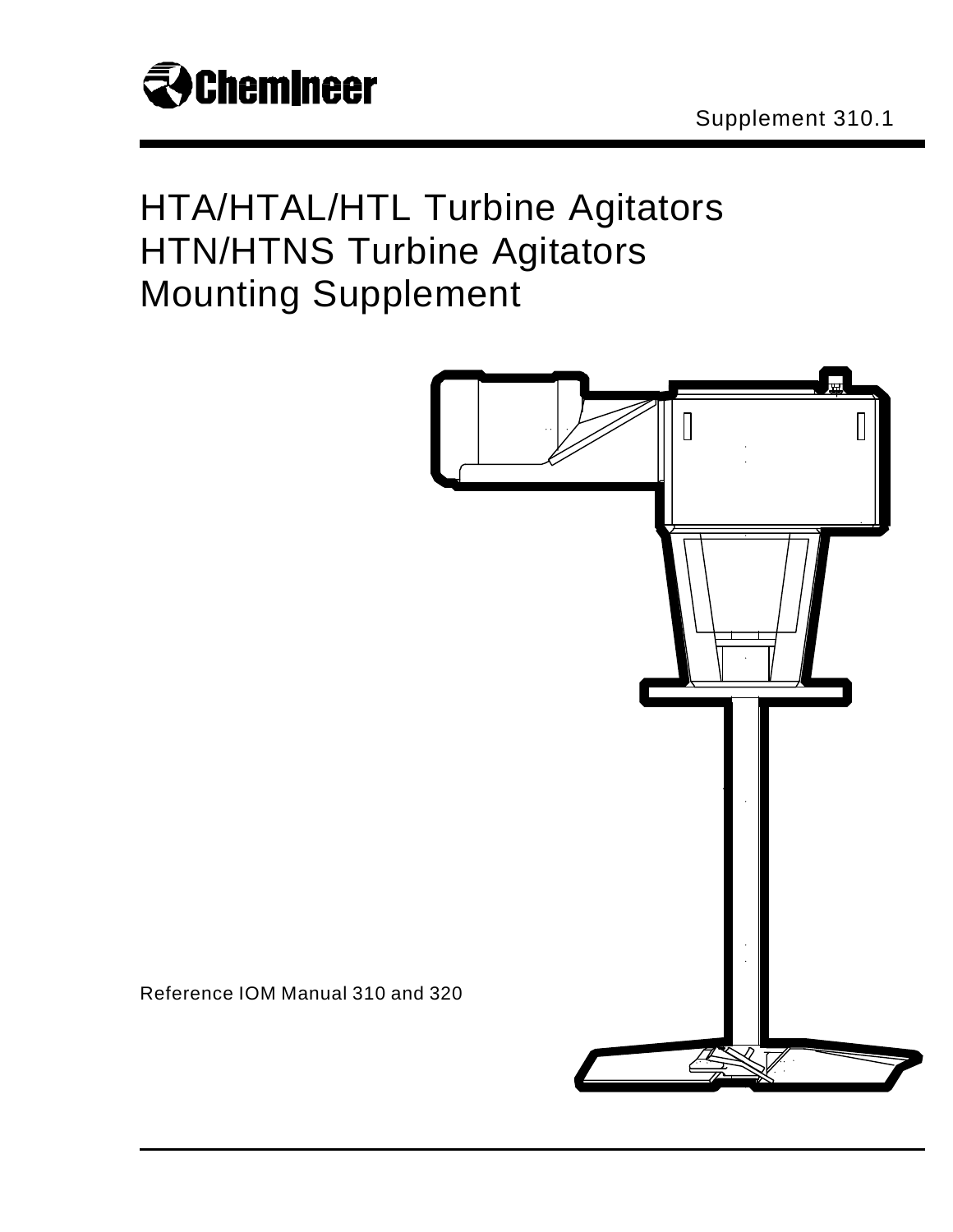Chemineer

Supplement 310.1

# HTA/HTAL/HTL Turbine Agitators HTN/HTNS Turbine Agitators Mounting Supplement

Reference IOM Manual 310 and 320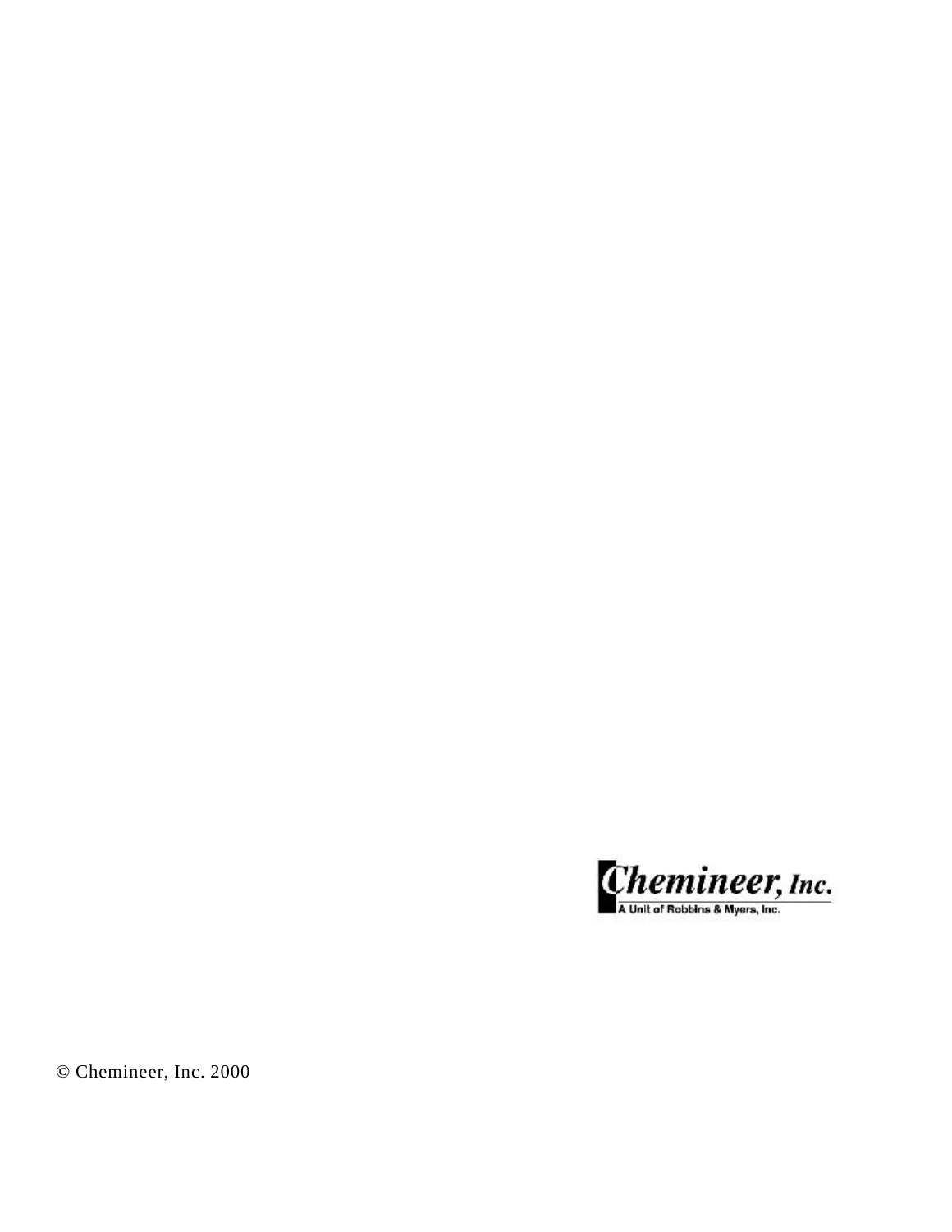Chemineer, Inc.

A Unit of Robbins & Myers, Inc.

© Chemineer, Inc. 2000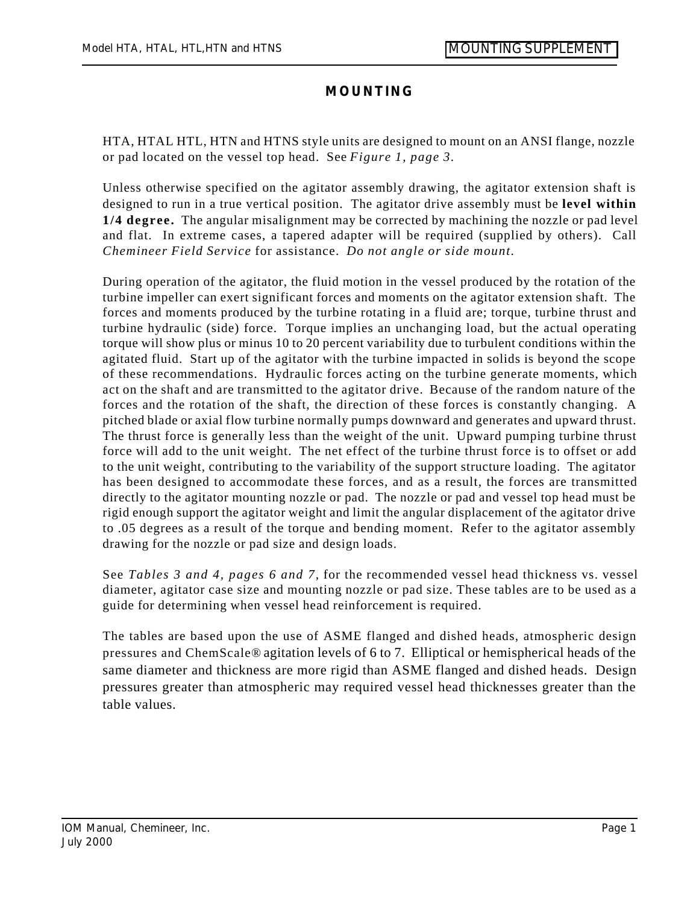# MOUNTING

HTA, HTAL HTL, HTN and HTNS style units are designed to mount on an ANSI flange, nozzle or pad located on the vessel top head. See *Figure 1, page 3*.

Unless otherwise specified on the agitator assembly drawing, the agitator extension shaft is designed to run in a true vertical position. The agitator drive assembly must be **level within 1/4 degree.** The angular misalignment may be corrected by machining the nozzle or pad level and flat. In extreme cases, a tapered adapter will be required (supplied by others). Call *Chemineer Field Service* for assistance. *Do not angle or side mount.*

During operation of the agitator, the fluid motion in the vessel produced by the rotation of the turbine impeller can exert significant forces and moments on the agitator extension shaft. The forces and moments produced by the turbine rotating in a fluid are; torque, turbine thrust and turbine hydraulic (side) force. Torque implies an unchanging load, but the actual operating torque will show plus or minus 10 to 20 percent variability due to turbulent conditions within the agitated fluid. Start up of the agitator with the turbine impacted in solids is beyond the scope of these recommendations. Hydraulic forces acting on the turbine generate moments, which act on the shaft and are transmitted to the agitator drive. Because of the random nature of the forces and the rotation of the shaft, the direction of these forces is constantly changing. A pitched blade or axial flow turbine normally pumps downward and generates and upward thrust. The thrust force is generally less than the weight of the unit. Upward pumping turbine thrust force will add to the unit weight. The net effect of the turbine thrust force is to offset or add to the unit weight, contributing to the variability of the support structure loading. The agitator has been designed to accommodate these forces, and as a result, the forces are transmitted directly to the agitator mounting nozzle or pad. The nozzle or pad and vessel top head must be rigid enough support the agitator weight and limit the angular displacement of the agitator drive to .05 degrees as a result of the torque and bending moment. Refer to the agitator assembly drawing for the nozzle or pad size and design loads.

See *Tables 3 and 4, pages 6 and 7,* for the recommended vessel head thickness vs. vessel diameter, agitator case size and mounting nozzle or pad size. These tables are to be used as a guide for determining when vessel head reinforcement is required.

The tables are based upon the use of ASME flanged and dished heads, atmospheric design pressures and ChemScale® agitation levels of 6 to 7. Elliptical or hemispherical heads of the same diameter and thickness are more rigid than ASME flanged and dished heads. Design pressures greater than atmospheric may required vessel head thicknesses greater than the table values.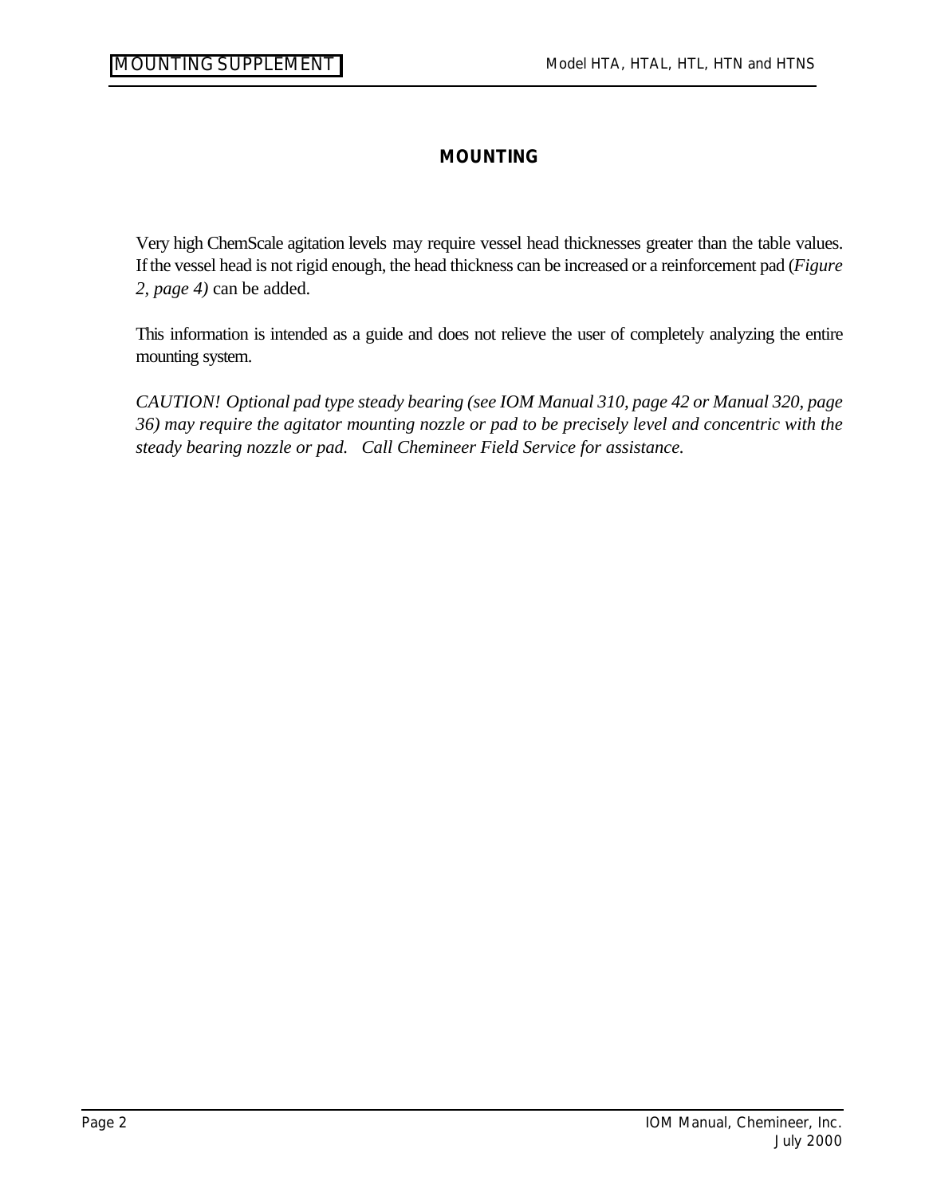## MOUNTING

Very high ChemScale agitation levels may require vessel head thicknesses greater than the table values. If the vessel head is not rigid enough, the head thickness can be increased or a reinforcement pad (*Figure 2, page 4)* can be added.

This information is intended as a guide and does not relieve the user of completely analyzing the entire mounting system.

*CAUTION! Optional pad type steady bearing (see IOM Manual 310, page 42 or Manual 320, page 36) may require the agitator mounting nozzle or pad to be precisely level and concentric with the steady bearing nozzle or pad. Call Chemineer Field Service for assistance.*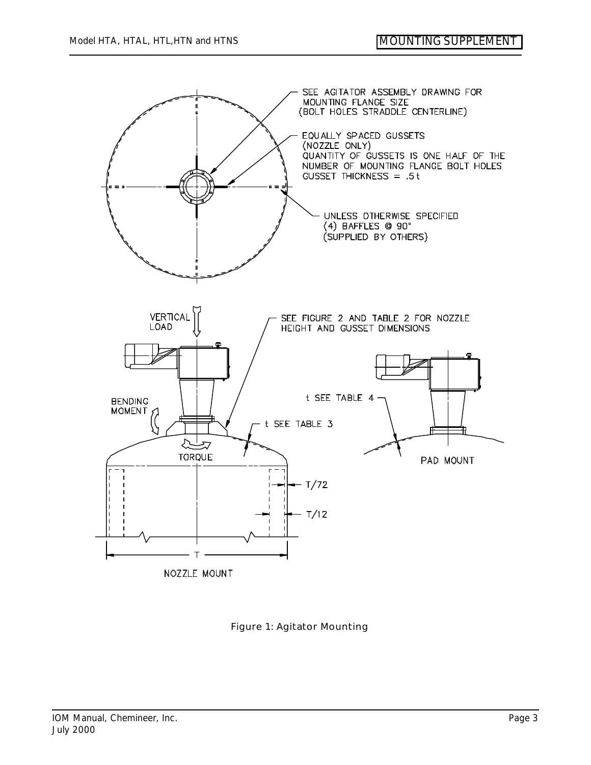SEE AGITATOR ASSEMBLY DRAWING FOR MOUNTING FLANGE SIZE (BOLT HOLES STRADDLE CENTERLINE)

EQUALLY SPACED GUSSETS (NOZZLE ONLY) QUANTITY OF GUSSETS IS ONE HALF OF THE NUMBER OF MOUNTING FLANGE BOLT HOLES GUSSET THICKNESS = .5 t

UNLESS OTHERWISE SPECIFIED (4) BAFFLES @ 90° (SUPPLIED BY OTHERS)

VERTICAL LOAD

SEE FIGURE 2 AND TABLE 2 FOR NOZZLE HEIGHT AND GUSSET DIMENSIONS

BENDING MOMENT

t SEE TABLE 4

t SEE TABLE 3

TORQUE

PAD MOUNT

T/72

T/12

T

NOZZLE MOUNT

Figure 1: Agitator Mounting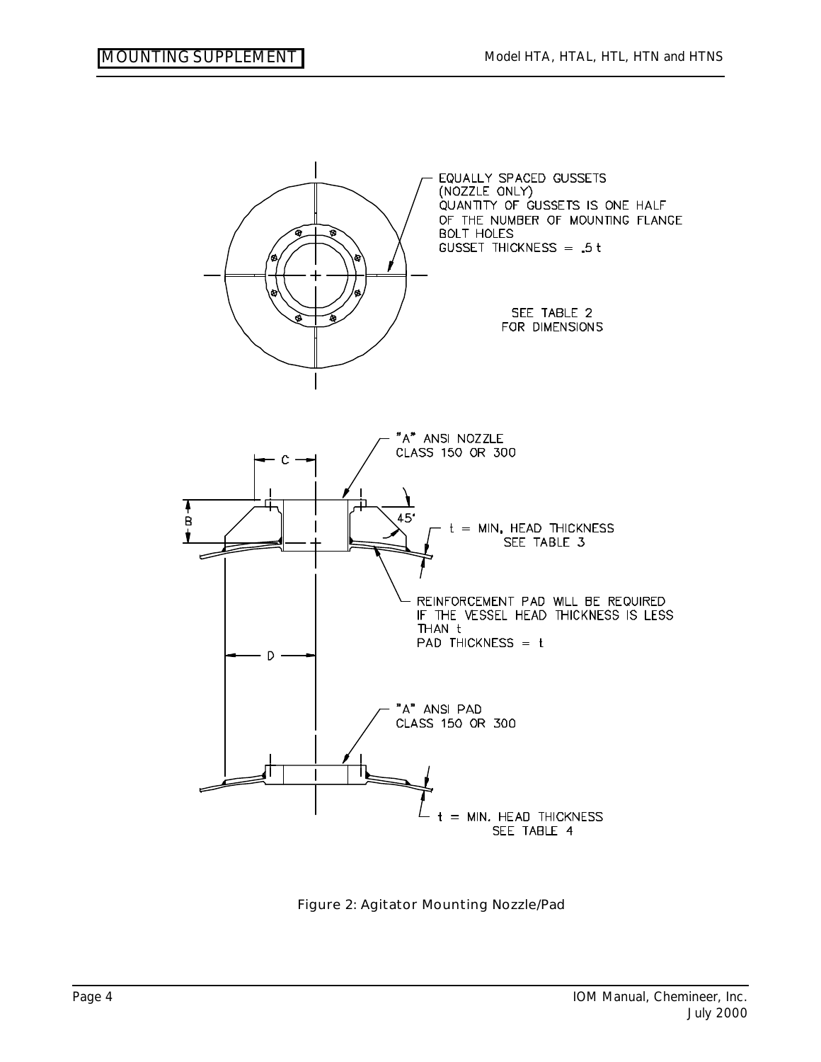EQUALLY SPACED GUSSETS
(NOZZLE ONLY)
QUANTITY OF GUSSETS IS ONE HALF
OF THE NUMBER OF MOUNTING FLANGE
BOLT HOLES
GUSSET THICKNESS = .5 t

SEE TABLE 2
FOR DIMENSIONS

"A" ANSI NOZZLE
CLASS 150 OR 300

C

B

45°

t = MIN. HEAD THICKNESS
SEE TABLE 3

REINFORCEMENT PAD WILL BE REQUIRED
IF THE VESSEL HEAD THICKNESS IS LESS
THAN t
PAD THICKNESS = t

D

"A" ANSI PAD
CLASS 150 OR 300

t = MIN. HEAD THICKNESS
SEE TABLE 4

Figure 2: Agitator Mounting Nozzle/Pad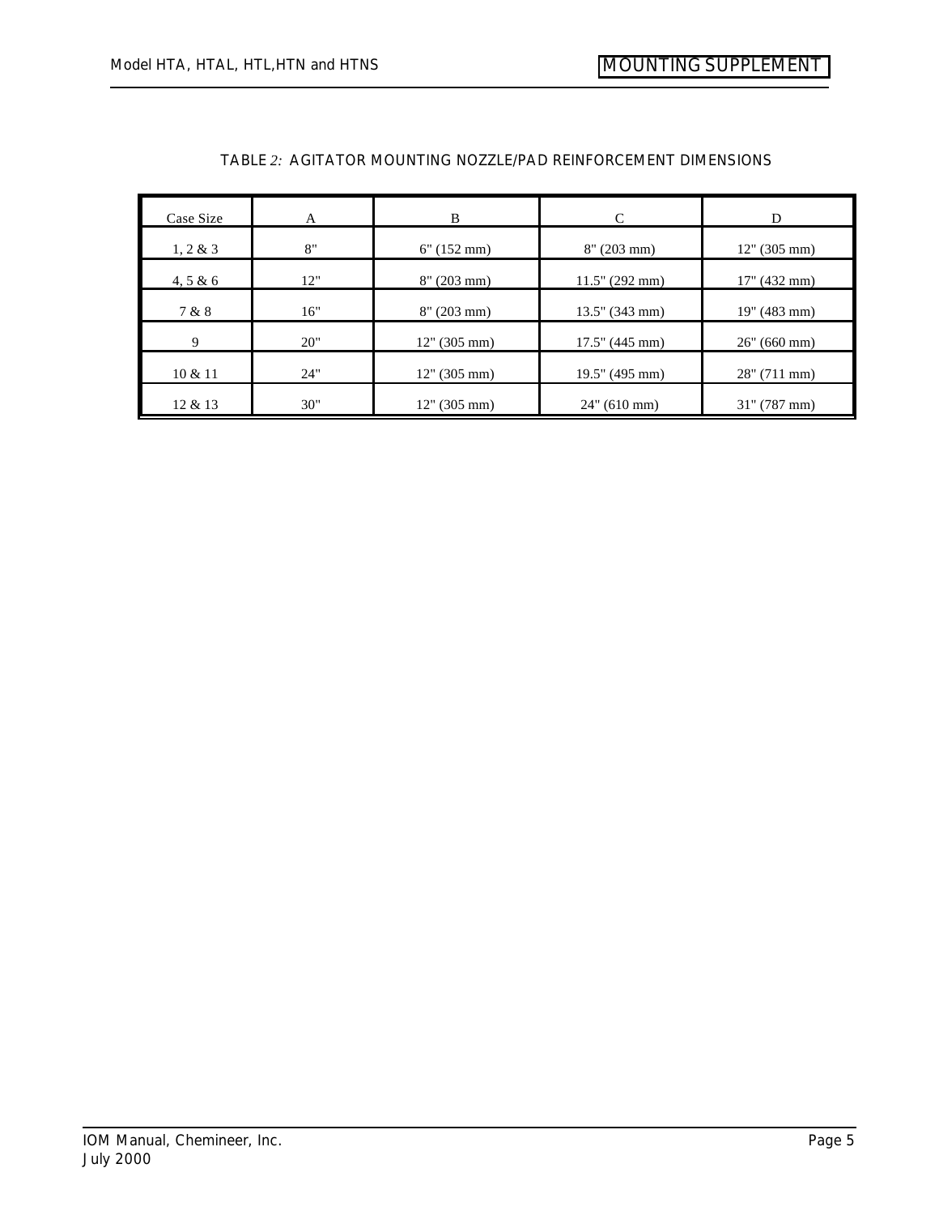TABLE *2:* AGITATOR MOUNTING NOZZLE/PAD REINFORCEMENT DIMENSIONS

| Case Size | A | B | C | D |
|---|---|---|---|---|
| 1, 2 & 3 | 8" | 6" (152 mm) | 8" (203 mm) | 12" (305 mm) |
| 4, 5 & 6 | 12" | 8" (203 mm) | 11.5" (292 mm) | 17" (432 mm) |
| 7 & 8 | 16" | 8" (203 mm) | 13.5" (343 mm) | 19" (483 mm) |
| 9 | 20" | 12" (305 mm) | 17.5" (445 mm) | 26" (660 mm) |
| 10 & 11 | 24" | 12" (305 mm) | 19.5" (495 mm) | 28" (711 mm) |
| 12 & 13 | 30" | 12" (305 mm) | 24" (610 mm) | 31" (787 mm) |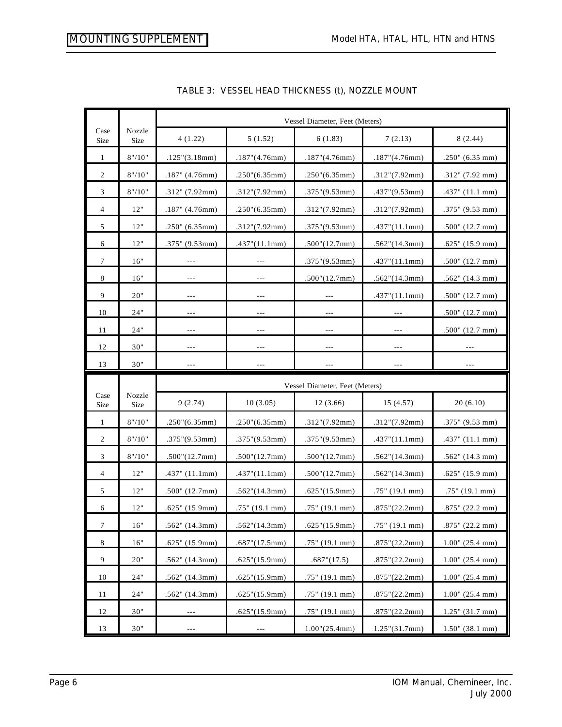## TABLE 3: VESSEL HEAD THICKNESS (t), NOZZLE MOUNT

| Case Size | Nozzle Size | Vessel Diameter, Feet (Meters) | | | | |
|---|---|---|---|---|---|---|
| | | 4 (1.22) | 5 (1.52) | 6 (1.83) | 7 (2.13) | 8 (2.44) |
| 1 | 8"/10" | .125"(3.18mm) | .187"(4.76mm) | .187"(4.76mm) | .187"(4.76mm) | .250" (6.35 mm) |
| 2 | 8"/10" | .187" (4.76mm) | .250"(6.35mm) | .250"(6.35mm) | .312"(7.92mm) | .312" (7.92 mm) |
| 3 | 8"/10" | .312" (7.92mm) | .312"(7.92mm) | .375"(9.53mm) | .437"(9.53mm) | .437" (11.1 mm) |
| 4 | 12" | .187" (4.76mm) | .250"(6.35mm) | .312"(7.92mm) | .312"(7.92mm) | .375" (9.53 mm) |
| 5 | 12" | .250" (6.35mm) | .312"(7.92mm) | .375"(9.53mm) | .437"(11.1mm) | .500" (12.7 mm) |
| 6 | 12" | .375" (9.53mm) | .437"(11.1mm) | .500"(12.7mm) | .562"(14.3mm) | .625" (15.9 mm) |
| 7 | 16" | --- | --- | .375"(9.53mm) | .437"(11.1mm) | .500" (12.7 mm) |
| 8 | 16" | --- | --- | .500"(12.7mm) | .562"(14.3mm) | .562" (14.3 mm) |
| 9 | 20" | --- | --- | --- | .437"(11.1mm) | .500" (12.7 mm) |
| 10 | 24" | --- | --- | --- | --- | .500" (12.7 mm) |
| 11 | 24" | --- | --- | --- | --- | .500" (12.7 mm) |
| 12 | 30" | --- | --- | --- | --- | --- |
| 13 | 30" | --- | --- | --- | --- | --- |

| Case Size | Nozzle Size | Vessel Diameter, Feet (Meters) | | | | |
|---|---|---|---|---|---|---|
| | | 9 (2.74) | 10 (3.05) | 12 (3.66) | 15 (4.57) | 20 (6.10) |
| 1 | 8"/10" | .250"(6.35mm) | .250"(6.35mm) | .312"(7.92mm) | .312"(7.92mm) | .375" (9.53 mm) |
| 2 | 8"/10" | .375"(9.53mm) | .375"(9.53mm) | .375"(9.53mm) | .437"(11.1mm) | .437" (11.1 mm) |
| 3 | 8"/10" | .500"(12.7mm) | .500"(12.7mm) | .500"(12.7mm) | .562"(14.3mm) | .562" (14.3 mm) |
| 4 | 12" | .437" (11.1mm) | .437"(11.1mm) | .500"(12.7mm) | .562"(14.3mm) | .625" (15.9 mm) |
| 5 | 12" | .500" (12.7mm) | .562"(14.3mm) | .625"(15.9mm) | .75" (19.1 mm) | .75" (19.1 mm) |
| 6 | 12" | .625" (15.9mm) | .75" (19.1 mm) | .75" (19.1 mm) | .875"(22.2mm) | .875" (22.2 mm) |
| 7 | 16" | .562" (14.3mm) | .562"(14.3mm) | .625"(15.9mm) | .75" (19.1 mm) | .875" (22.2 mm) |
| 8 | 16" | .625" (15.9mm) | .687"(17.5mm) | .75" (19.1 mm) | .875"(22.2mm) | 1.00" (25.4 mm) |
| 9 | 20" | .562" (14.3mm) | .625"(15.9mm) | .687"(17.5) | .875"(22.2mm) | 1.00" (25.4 mm) |
| 10 | 24" | .562" (14.3mm) | .625"(15.9mm) | .75" (19.1 mm) | .875"(22.2mm) | 1.00" (25.4 mm) |
| 11 | 24" | .562" (14.3mm) | .625"(15.9mm) | .75" (19.1 mm) | .875"(22.2mm) | 1.00" (25.4 mm) |
| 12 | 30" | --- | .625"(15.9mm) | .75" (19.1 mm) | .875"(22.2mm) | 1.25" (31.7 mm) |
| 13 | 30" | --- | --- | 1.00"(25.4mm) | 1.25"(31.7mm) | 1.50" (38.1 mm) |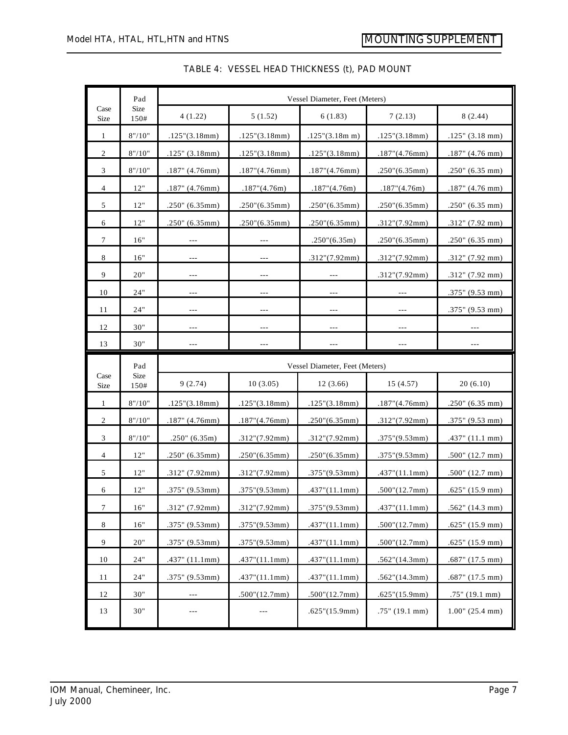## TABLE 4: VESSEL HEAD THICKNESS (t), PAD MOUNT

| Case Size | Pad Size 150# | Vessel Diameter, Feet (Meters) | | | | |
|---|---|---|---|---|---|---|
| | | 4 (1.22) | 5 (1.52) | 6 (1.83) | 7 (2.13) | 8 (2.44) |
| 1 | 8"/10" | .125"(3.18mm) | .125"(3.18mm) | .125"(3.18m m) | .125"(3.18mm) | .125" (3.18 mm) |
| 2 | 8"/10" | .125" (3.18mm) | .125"(3.18mm) | .125"(3.18mm) | .187"(4.76mm) | .187" (4.76 mm) |
| 3 | 8"/10" | .187" (4.76mm) | .187"(4.76mm) | .187"(4.76mm) | .250"(6.35mm) | .250" (6.35 mm) |
| 4 | 12" | .187" (4.76mm) | .187"(4.76m) | .187"(4.76m) | .187"(4.76m) | .187" (4.76 mm) |
| 5 | 12" | .250" (6.35mm) | .250"(6.35mm) | .250"(6.35mm) | .250"(6.35mm) | .250" (6.35 mm) |
| 6 | 12" | .250" (6.35mm) | .250"(6.35mm) | .250"(6.35mm) | .312"(7.92mm) | .312" (7.92 mm) |
| 7 | 16" | --- | --- | .250"(6.35m) | .250"(6.35mm) | .250" (6.35 mm) |
| 8 | 16" | --- | --- | .312"(7.92mm) | .312"(7.92mm) | .312" (7.92 mm) |
| 9 | 20" | --- | --- | --- | .312"(7.92mm) | .312" (7.92 mm) |
| 10 | 24" | --- | --- | --- | --- | .375" (9.53 mm) |
| 11 | 24" | --- | --- | --- | --- | .375" (9.53 mm) |
| 12 | 30" | --- | --- | --- | --- | --- |
| 13 | 30" | --- | --- | --- | --- | --- |

| Case Size | Pad Size 150# | Vessel Diameter, Feet (Meters) | | | | |
|---|---|---|---|---|---|---|
| | | 9 (2.74) | 10 (3.05) | 12 (3.66) | 15 (4.57) | 20 (6.10) |
| 1 | 8"/10" | .125"(3.18mm) | .125"(3.18mm) | .125"(3.18mm) | .187"(4.76mm) | .250" (6.35 mm) |
| 2 | 8"/10" | .187" (4.76mm) | .187"(4.76mm) | .250"(6.35mm) | .312"(7.92mm) | .375" (9.53 mm) |
| 3 | 8"/10" | .250" (6.35m) | .312"(7.92mm) | .312"(7.92mm) | .375"(9.53mm) | .437" (11.1 mm) |
| 4 | 12" | .250" (6.35mm) | .250"(6.35mm) | .250"(6.35mm) | .375"(9.53mm) | .500" (12.7 mm) |
| 5 | 12" | .312" (7.92mm) | .312"(7.92mm) | .375"(9.53mm) | .437"(11.1mm) | .500" (12.7 mm) |
| 6 | 12" | .375" (9.53mm) | .375"(9.53mm) | .437"(11.1mm) | .500"(12.7mm) | .625" (15.9 mm) |
| 7 | 16" | .312" (7.92mm) | .312"(7.92mm) | .375"(9.53mm) | .437"(11.1mm) | .562" (14.3 mm) |
| 8 | 16" | .375" (9.53mm) | .375"(9.53mm) | .437"(11.1mm) | .500"(12.7mm) | .625" (15.9 mm) |
| 9 | 20" | .375" (9.53mm) | .375"(9.53mm) | .437"(11.1mm) | .500"(12.7mm) | .625" (15.9 mm) |
| 10 | 24" | .437" (11.1mm) | .437"(11.1mm) | .437"(11.1mm) | .562"(14.3mm) | .687" (17.5 mm) |
| 11 | 24" | .375" (9.53mm) | .437"(11.1mm) | .437"(11.1mm) | .562"(14.3mm) | .687" (17.5 mm) |
| 12 | 30" | --- | .500"(12.7mm) | .500"(12.7mm) | .625"(15.9mm) | .75" (19.1 mm) |
| 13 | 30" | --- | --- | .625"(15.9mm) | .75" (19.1 mm) | 1.00" (25.4 mm) |